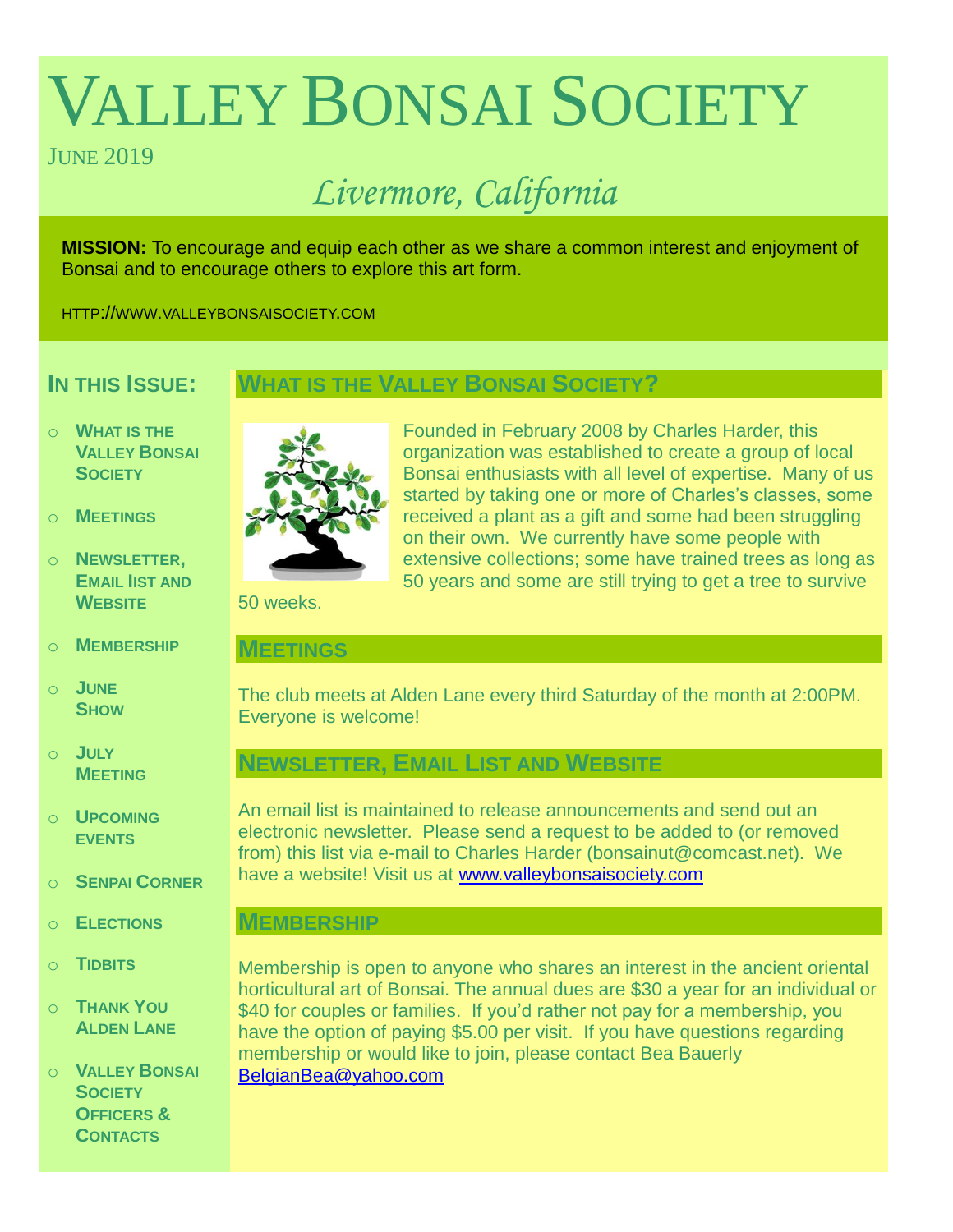# Valley Bonsai Society

June 2019

*Livermore, California*

**MISSION:** To encourage and equip each other as we share a common interest and enjoyment of Bonsai and to encourage others to explore this art form.

HTTP://WWW.VALLEYBONSAISOCIETY.COM

## In this Issue:

- What is the Valley Bonsai Society
- Meetings
- Newsletter, Email list and Website
- Membership
- June Show
- July Meeting
- Upcoming events
- Senpai Corner
- Elections
- Tidbits
- Thank You Alden Lane
- Valley Bonsai Society Officers & Contacts

## What is the Valley Bonsai Society?

Founded in February 2008 by Charles Harder, this organization was established to create a group of local Bonsai enthusiasts with all level of expertise. Many of us started by taking one or more of Charles's classes, some received a plant as a gift and some had been struggling on their own. We currently have some people with extensive collections; some have trained trees as long as 50 years and some are still trying to get a tree to survive 50 weeks.

## Meetings

The club meets at Alden Lane every third Saturday of the month at 2:00PM. Everyone is welcome!

## Newsletter, Email List and Website

An email list is maintained to release announcements and send out an electronic newsletter. Please send a request to be added to (or removed from) this list via e-mail to Charles Harder (bonsainut@comcast.net). We have a website! Visit us at www.valleybonsaisociety.com

## Membership

Membership is open to anyone who shares an interest in the ancient oriental horticultural art of Bonsai. The annual dues are $30 a year for an individual or $40 for couples or families. If you'd rather not pay for a membership, you have the option of paying $5.00 per visit. If you have questions regarding membership or would like to join, please contact Bea Bauerly BelgianBea@yahoo.com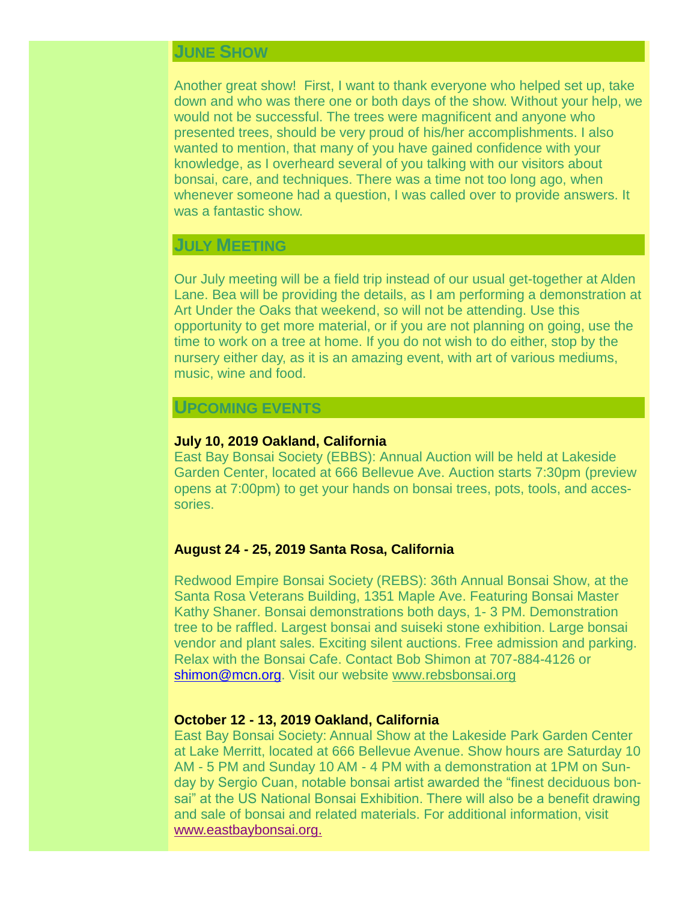## June Show

Another great show! First, I want to thank everyone who helped set up, take down and who was there one or both days of the show. Without your help, we would not be successful. The trees were magnificent and anyone who presented trees, should be very proud of his/her accomplishments. I also wanted to mention, that many of you have gained confidence with your knowledge, as I overheard several of you talking with our visitors about bonsai, care, and techniques. There was a time not too long ago, when whenever someone had a question, I was called over to provide answers. It was a fantastic show.

## July Meeting

Our July meeting will be a field trip instead of our usual get-together at Alden Lane. Bea will be providing the details, as I am performing a demonstration at Art Under the Oaks that weekend, so will not be attending. Use this opportunity to get more material, or if you are not planning on going, use the time to work on a tree at home. If you do not wish to do either, stop by the nursery either day, as it is an amazing event, with art of various mediums, music, wine and food.

## Upcoming events

**July 10, 2019 Oakland, California**

East Bay Bonsai Society (EBBS): Annual Auction will be held at Lakeside Garden Center, located at 666 Bellevue Ave. Auction starts 7:30pm (preview opens at 7:00pm) to get your hands on bonsai trees, pots, tools, and accessories.

**August 24 - 25, 2019 Santa Rosa, California**

Redwood Empire Bonsai Society (REBS): 36th Annual Bonsai Show, at the Santa Rosa Veterans Building, 1351 Maple Ave. Featuring Bonsai Master Kathy Shaner. Bonsai demonstrations both days, 1- 3 PM. Demonstration tree to be raffled. Largest bonsai and suiseki stone exhibition. Large bonsai vendor and plant sales. Exciting silent auctions. Free admission and parking. Relax with the Bonsai Cafe. Contact Bob Shimon at 707-884-4126 or shimon@mcn.org. Visit our website www.rebsbonsai.org

**October 12 - 13, 2019 Oakland, California**

East Bay Bonsai Society: Annual Show at the Lakeside Park Garden Center at Lake Merritt, located at 666 Bellevue Avenue. Show hours are Saturday 10 AM - 5 PM and Sunday 10 AM - 4 PM with a demonstration at 1PM on Sunday by Sergio Cuan, notable bonsai artist awarded the "finest deciduous bonsai" at the US National Bonsai Exhibition. There will also be a benefit drawing and sale of bonsai and related materials. For additional information, visit www.eastbaybonsai.org.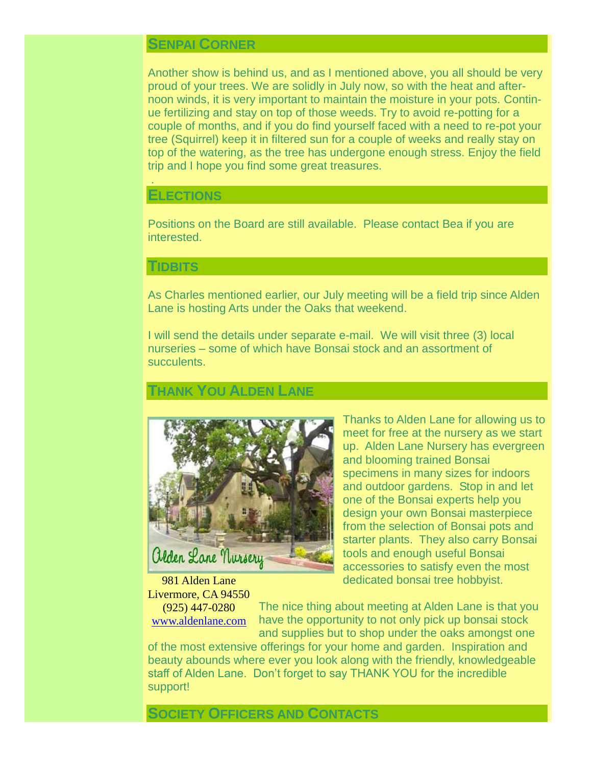## Senpai Corner

Another show is behind us, and as I mentioned above, you all should be very proud of your trees. We are solidly in July now, so with the heat and afternoon winds, it is very important to maintain the moisture in your pots. Continue fertilizing and stay on top of those weeds. Try to avoid re-potting for a couple of months, and if you do find yourself faced with a need to re-pot your tree (Squirrel) keep it in filtered sun for a couple of weeks and really stay on top of the watering, as the tree has undergone enough stress. Enjoy the field trip and I hope you find some great treasures.

## Elections

Positions on the Board are still available. Please contact Bea if you are interested.

## Tidbits

As Charles mentioned earlier, our July meeting will be a field trip since Alden Lane is hosting Arts under the Oaks that weekend.

I will send the details under separate e-mail. We will visit three (3) local nurseries – some of which have Bonsai stock and an assortment of succulents.

## Thank You Alden Lane

Alden Lane Nursery

981 Alden Lane
Livermore, CA 94550
(925) 447-0280
www.aldenlane.com

Thanks to Alden Lane for allowing us to meet for free at the nursery as we start up. Alden Lane Nursery has evergreen and blooming trained Bonsai specimens in many sizes for indoors and outdoor gardens. Stop in and let one of the Bonsai experts help you design your own Bonsai masterpiece from the selection of Bonsai pots and starter plants. They also carry Bonsai tools and enough useful Bonsai accessories to satisfy even the most dedicated bonsai tree hobbyist.

The nice thing about meeting at Alden Lane is that you have the opportunity to not only pick up bonsai stock and supplies but to shop under the oaks amongst one of the most extensive offerings for your home and garden. Inspiration and beauty abounds where ever you look along with the friendly, knowledgeable staff of Alden Lane. Don't forget to say THANK YOU for the incredible support!

## Society Officers and Contacts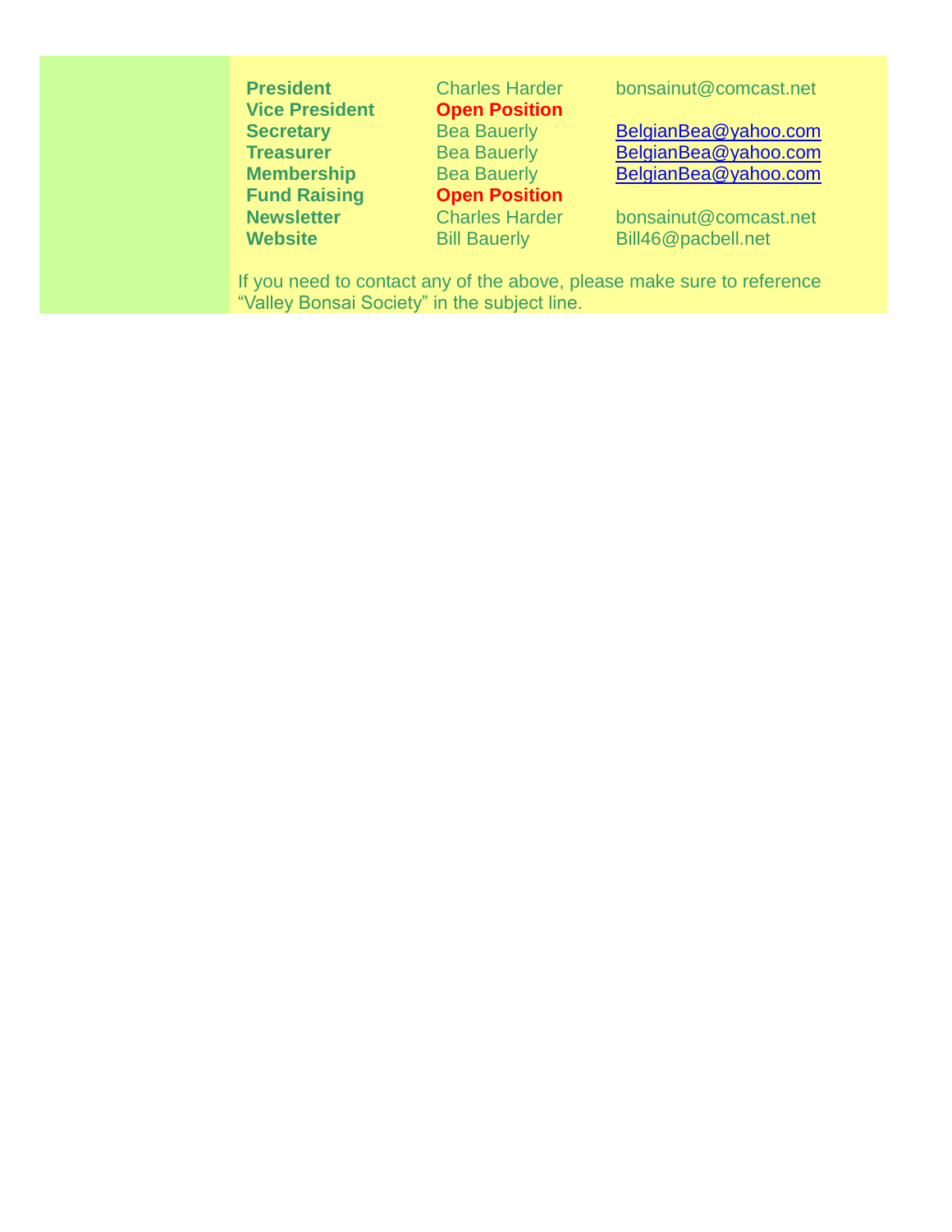| | | |
|---|---|---|
| **President** | Charles Harder | bonsainut@comcast.net |
| **Vice President** | **Open Position** | |
| **Secretary** | Bea Bauerly | BelgianBea@yahoo.com |
| **Treasurer** | Bea Bauerly | BelgianBea@yahoo.com |
| **Membership** | Bea Bauerly | BelgianBea@yahoo.com |
| **Fund Raising** | **Open Position** | |
| **Newsletter** | Charles Harder | bonsainut@comcast.net |
| **Website** | Bill Bauerly | Bill46@pacbell.net |

If you need to contact any of the above, please make sure to reference "Valley Bonsai Society" in the subject line.